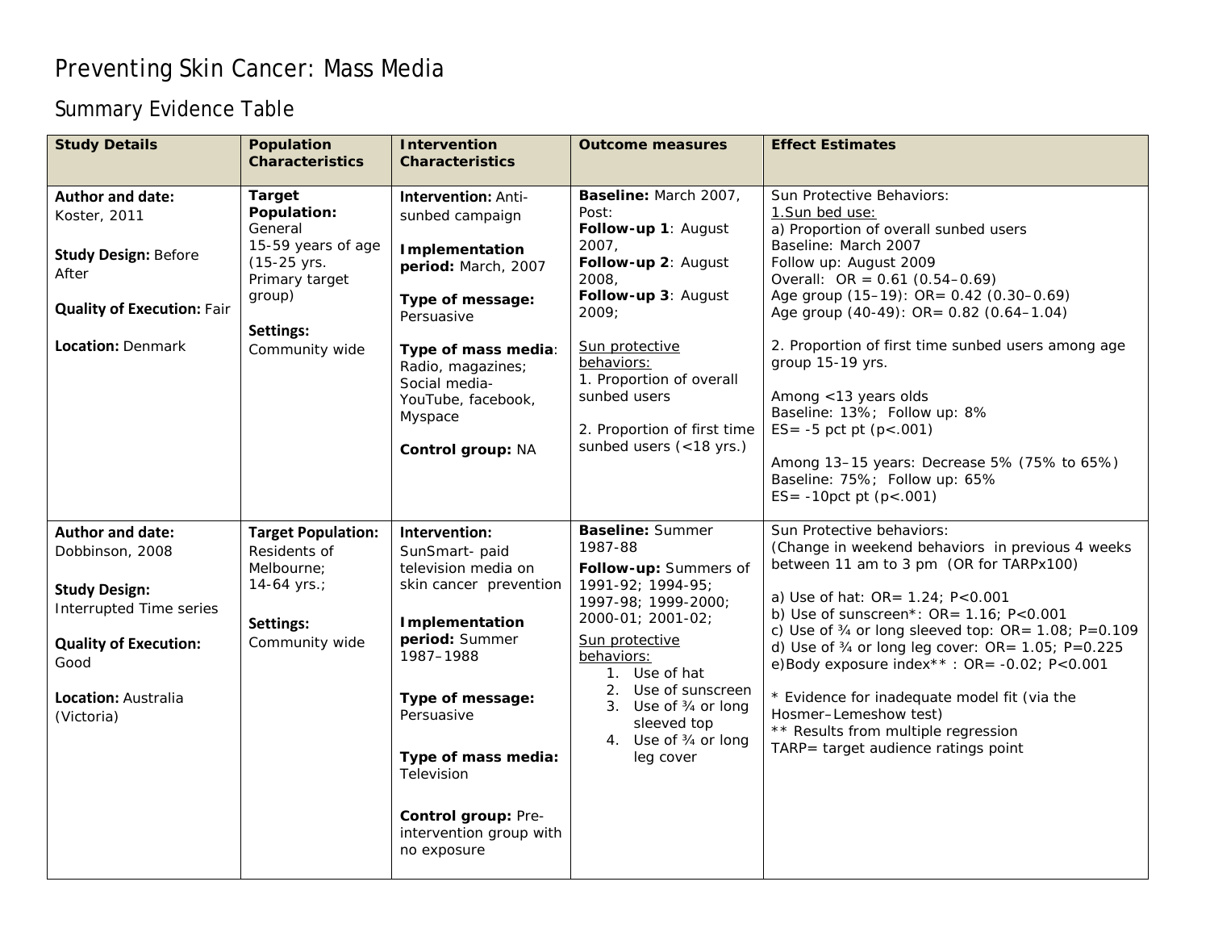# Preventing Skin Cancer: Mass Media

## Summary Evidence Table

| Study Details | Population Characteristics | Intervention Characteristics | Outcome measures | Effect Estimates |
|---|---|---|---|---|
| **Author and date:** Koster, 2011<br><br>**Study Design:** Before After<br><br>**Quality of Execution:** Fair<br><br>**Location:** Denmark | **Target Population:** General<br>15-59 years of age (15-25 yrs. Primary target group)<br><br>**Settings:** Community wide | **Intervention:** Anti-sunbed campaign<br><br>**Implementation period:** March, 2007<br><br>**Type of message:** Persuasive<br><br>**Type of mass media**: Radio, magazines; Social media- YouTube, facebook, Myspace<br><br>**Control group:** NA | **Baseline:** March 2007,<br>Post:<br>**Follow-up 1**: August 2007,<br>**Follow-up 2**: August 2008,<br>**Follow-up 3**: August 2009;<br><br><u>Sun protective behaviors:</u><br>1. Proportion of overall sunbed users<br><br>2. Proportion of first time sunbed users (<18 yrs.) | Sun Protective Behaviors:<br><u>1.Sun bed use:</u><br>a) Proportion of overall sunbed users<br>Baseline: March 2007<br>Follow up: August 2009<br>Overall: OR = 0.61 (0.54–0.69)<br>Age group (15–19): OR= 0.42 (0.30–0.69)<br>Age group (40-49): OR= 0.82 (0.64–1.04)<br><br>2. Proportion of first time sunbed users among age group 15-19 yrs.<br><br>Among <13 years olds<br>Baseline: 13%; Follow up: 8%<br>ES= -5 pct pt (p<.001)<br><br>Among 13–15 years: Decrease 5% (75% to 65%)<br>Baseline: 75%; Follow up: 65%<br>ES= -10pct pt (p<.001) |
| **Author and date:** Dobbinson, 2008<br><br>**Study Design:** Interrupted Time series<br><br>**Quality of Execution:** Good<br><br>**Location:** Australia (Victoria) | **Target Population:** Residents of Melbourne;<br>14-64 yrs.;<br><br>**Settings:** Community wide | **Intervention:** SunSmart- paid television media on skin cancer prevention<br><br>**Implementation period:** Summer 1987–1988<br><br>**Type of message:** Persuasive<br><br>**Type of mass media:** Television<br><br>**Control group:** Pre-intervention group with no exposure | **Baseline:** Summer 1987-88<br>**Follow-up:** Summers of 1991-92; 1994-95; 1997-98; 1999-2000; 2000-01; 2001-02;<br><u>Sun protective behaviors:</u><br>1. Use of hat<br>2. Use of sunscreen<br>3. Use of ¾ or long sleeved top<br>4. Use of ¾ or long leg cover | Sun Protective behaviors:<br>(Change in weekend behaviors in previous 4 weeks between 11 am to 3 pm (OR for TARPx100)<br><br>a) Use of hat: OR= 1.24; P<0.001<br>b) Use of sunscreen*: OR= 1.16; P<0.001<br>c) Use of ¾ or long sleeved top: OR= 1.08; P=0.109<br>d) Use of ¾ or long leg cover: OR= 1.05; P=0.225<br>e)Body exposure index** : OR= -0.02; P<0.001<br><br>* Evidence for inadequate model fit (via the Hosmer–Lemeshow test)<br>** Results from multiple regression<br>TARP= target audience ratings point |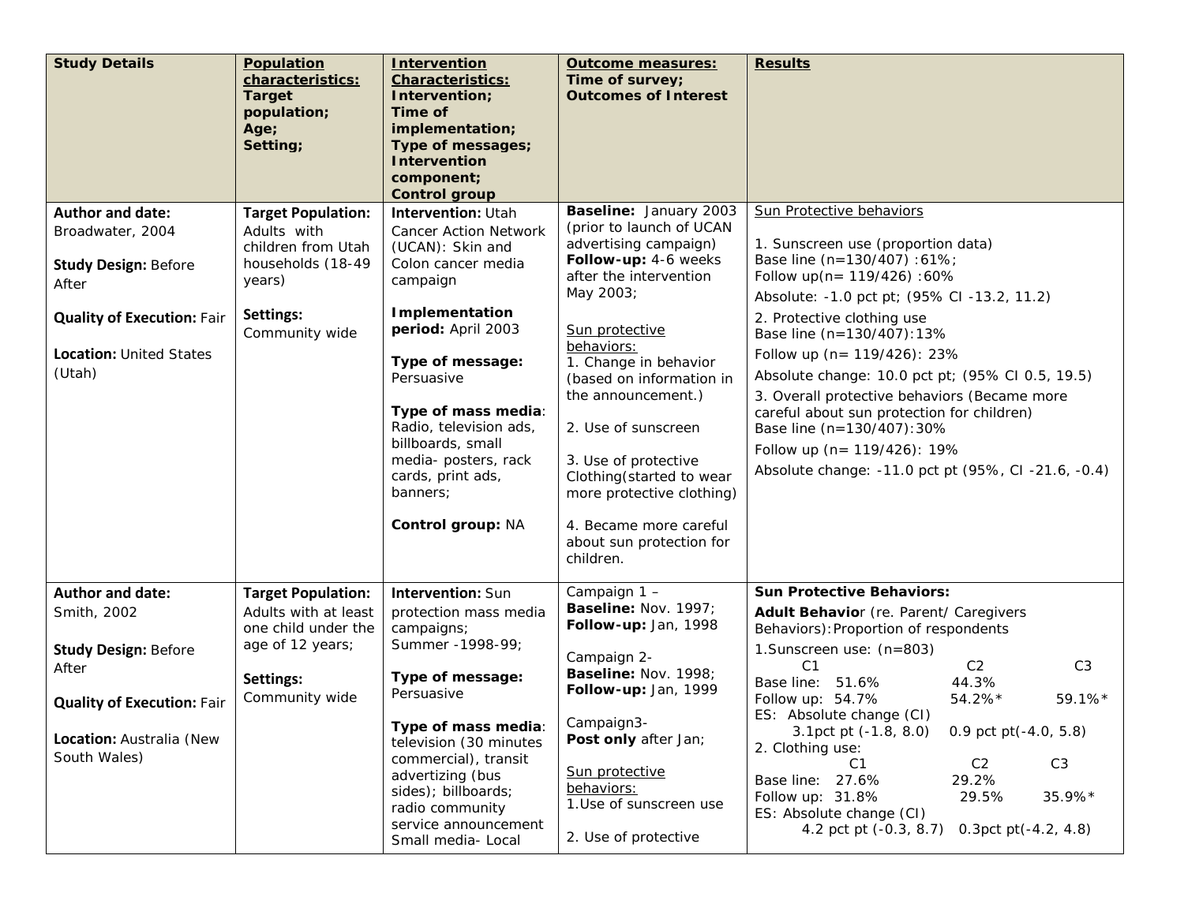| **Study Details** | **Population characteristics: Target population; Age; Setting;** | **Intervention Characteristics: Intervention; Time of implementation; Type of messages; Intervention component; Control group** | **Outcome measures: Time of survey; Outcomes of Interest** | **Results** |
|---|---|---|---|---|
| **Author and date:** Broadwater, 2004<br><br>**Study Design:** Before After<br><br>**Quality of Execution:** Fair<br><br>**Location:** United States (Utah) | **Target Population:** Adults with children from Utah households (18-49 years)<br><br>**Settings:** Community wide | **Intervention:** Utah Cancer Action Network (UCAN): Skin and Colon cancer media campaign<br><br>**Implementation period:** April 2003<br><br>**Type of message:** Persuasive<br><br>**Type of mass media**: Radio, television ads, billboards, small media- posters, rack cards, print ads, banners;<br><br>**Control group:** NA | **Baseline:** January 2003 (prior to launch of UCAN advertising campaign)<br>**Follow-up:** 4-6 weeks after the intervention May 2003;<br><br>Sun protective behaviors:<br>1. Change in behavior (based on information in the announcement.)<br><br>2. Use of sunscreen<br><br>3. Use of protective Clothing(started to wear more protective clothing)<br><br>4. Became more careful about sun protection for children. | Sun Protective behaviors<br><br>1. Sunscreen use (proportion data)<br>Base line (n=130/407) :61%;<br>Follow up(n= 119/426) :60%<br>Absolute: -1.0 pct pt; (95% CI -13.2, 11.2)<br>2. Protective clothing use<br>Base line (n=130/407):13%<br>Follow up (n= 119/426): 23%<br>Absolute change: 10.0 pct pt; (95% CI 0.5, 19.5)<br>3. Overall protective behaviors (Became more careful about sun protection for children)<br>Base line (n=130/407):30%<br>Follow up (n= 119/426): 19%<br>Absolute change: -11.0 pct pt (95%, CI -21.6, -0.4) |
| **Author and date:** Smith, 2002<br><br>**Study Design:** Before After<br><br>**Quality of Execution:** Fair<br><br>**Location:** Australia (New South Wales) | **Target Population:** Adults with at least one child under the age of 12 years;<br><br>**Settings:** Community wide | **Intervention:** Sun protection mass media campaigns;<br>Summer -1998-99;<br><br>**Type of message:** Persuasive<br><br>**Type of mass media**: television (30 minutes commercial), transit advertizing (bus sides); billboards; radio community service announcement Small media- Local | Campaign 1 –<br>**Baseline:** Nov. 1997;<br>**Follow-up:** Jan, 1998<br><br>Campaign 2-<br>**Baseline:** Nov. 1998;<br>**Follow-up:** Jan, 1999<br><br>Campaign3-<br>**Post only** after Jan;<br><br>Sun protective behaviors:<br>1.Use of sunscreen use<br><br>2. Use of protective | **Sun Protective Behaviors:**<br>**Adult Behavio**r (re. Parent/ Caregivers Behaviors):Proportion of respondents<br>1.Sunscreen use: (n=803)<br>C1 / C2 / C3<br>Base line: 51.6% / 44.3%<br>Follow up: 54.7% / 54.2%* / 59.1%*<br>ES: Absolute change (CI)<br>3.1pct pt (-1.8, 8.0) / 0.9 pct pt(-4.0, 5.8)<br>2. Clothing use:<br>C1 / C2 / C3<br>Base line: 27.6% / 29.2%<br>Follow up: 31.8% / 29.5% / 35.9%*<br>ES: Absolute change (CI)<br>4.2 pct pt (-0.3, 8.7) / 0.3pct pt(-4.2, 4.8) |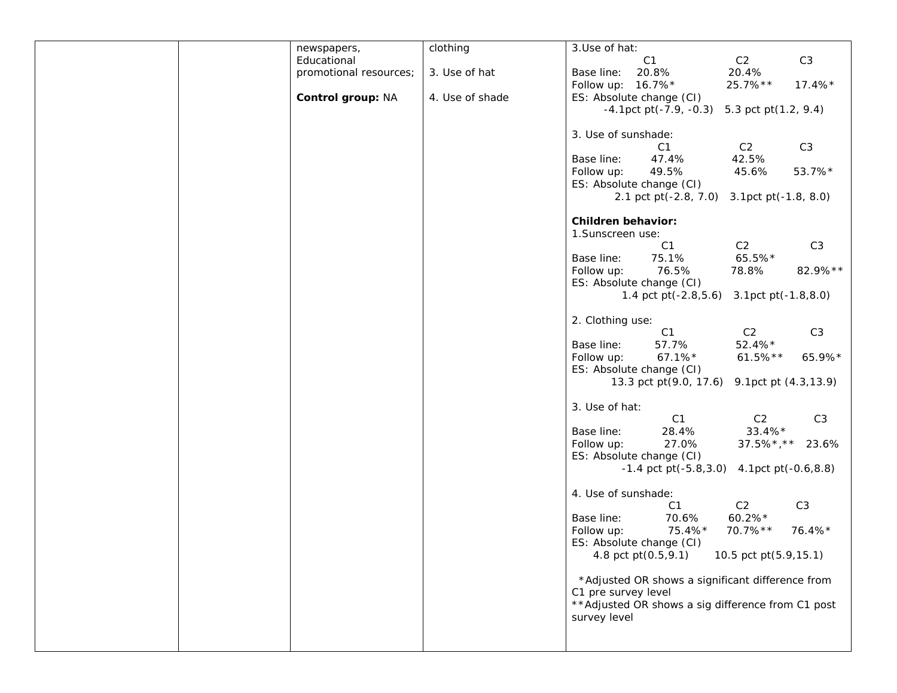| | | | | |
|---|---|---|---|---|
| | | newspapers, Educational promotional resources;<br><br>**Control group:** NA | clothing<br><br>3. Use of hat<br><br>4. Use of shade | 3.Use of hat:<br>C1 C2 C3<br>Base line: 20.8% 20.4%<br>Follow up: 16.7%* 25.7%** 17.4%*<br>ES: Absolute change (CI)<br>-4.1pct pt(-7.9, -0.3) 5.3 pct pt(1.2, 9.4)<br><br>3. Use of sunshade:<br>C1 C2 C3<br>Base line: 47.4% 42.5%<br>Follow up: 49.5% 45.6% 53.7%*<br>ES: Absolute change (CI)<br>2.1 pct pt(-2.8, 7.0) 3.1pct pt(-1.8, 8.0)<br><br>**Children behavior:**<br>1.Sunscreen use:<br>C1 C2 C3<br>Base line: 75.1% 65.5%*<br>Follow up: 76.5% 78.8% 82.9%**<br>ES: Absolute change (CI)<br>1.4 pct pt(-2.8,5.6) 3.1pct pt(-1.8,8.0)<br><br>2. Clothing use:<br>C1 C2 C3<br>Base line: 57.7% 52.4%*<br>Follow up: 67.1%* 61.5%** 65.9%*<br>ES: Absolute change (CI)<br>13.3 pct pt(9.0, 17.6) 9.1pct pt (4.3,13.9)<br><br>3. Use of hat:<br>C1 C2 C3<br>Base line: 28.4% 33.4%*<br>Follow up: 27.0% 37.5%*,** 23.6%<br>ES: Absolute change (CI)<br>-1.4 pct pt(-5.8,3.0) 4.1pct pt(-0.6,8.8)<br><br>4. Use of sunshade:<br>C1 C2 C3<br>Base line: 70.6% 60.2%*<br>Follow up: 75.4%* 70.7%** 76.4%*<br>ES: Absolute change (CI)<br>4.8 pct pt(0.5,9.1) 10.5 pct pt(5.9,15.1)<br><br>*Adjusted OR shows a significant difference from C1 pre survey level<br>**Adjusted OR shows a sig difference from C1 post survey level |